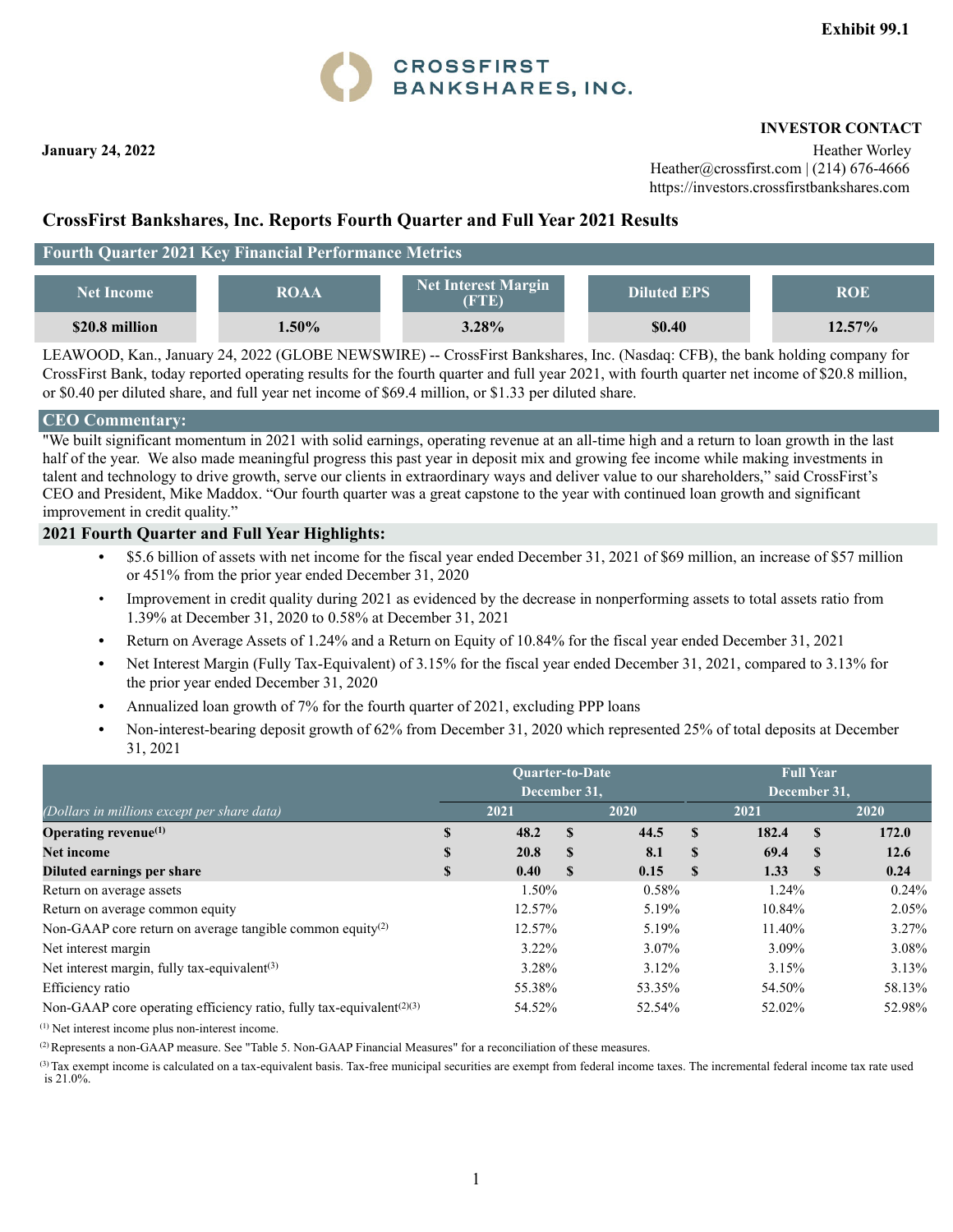**Exhibit 99.1**

CROSSFIRST BANKSHARES, INC.

**January 24, 2022**

**INVESTOR CONTACT**
Heather Worley
Heather@crossfirst.com | (214) 676-4666
https://investors.crossfirstbankshares.com

## CrossFirst Bankshares, Inc. Reports Fourth Quarter and Full Year 2021 Results

### Fourth Quarter 2021 Key Financial Performance Metrics

| Net Income | ROAA | Net Interest Margin (FTE) | Diluted EPS | ROE |
|---|---|---|---|---|
| **$20.8 million** | **1.50%** | **3.28%** | **$0.40** | **12.57%** |

LEAWOOD, Kan., January 24, 2022 (GLOBE NEWSWIRE) -- CrossFirst Bankshares, Inc. (Nasdaq: CFB), the bank holding company for CrossFirst Bank, today reported operating results for the fourth quarter and full year 2021, with fourth quarter net income of $20.8 million, or $0.40 per diluted share, and full year net income of $69.4 million, or $1.33 per diluted share.

### CEO Commentary:

"We built significant momentum in 2021 with solid earnings, operating revenue at an all-time high and a return to loan growth in the last half of the year. We also made meaningful progress this past year in deposit mix and growing fee income while making investments in talent and technology to drive growth, serve our clients in extraordinary ways and deliver value to our shareholders," said CrossFirst's CEO and President, Mike Maddox. "Our fourth quarter was a great capstone to the year with continued loan growth and significant improvement in credit quality."

### 2021 Fourth Quarter and Full Year Highlights:

- $5.6 billion of assets with net income for the fiscal year ended December 31, 2021 of $69 million, an increase of $57 million or 451% from the prior year ended December 31, 2020
- Improvement in credit quality during 2021 as evidenced by the decrease in nonperforming assets to total assets ratio from 1.39% at December 31, 2020 to 0.58% at December 31, 2021
- Return on Average Assets of 1.24% and a Return on Equity of 10.84% for the fiscal year ended December 31, 2021
- Net Interest Margin (Fully Tax-Equivalent) of 3.15% for the fiscal year ended December 31, 2021, compared to 3.13% for the prior year ended December 31, 2020
- Annualized loan growth of 7% for the fourth quarter of 2021, excluding PPP loans
- Non-interest-bearing deposit growth of 62% from December 31, 2020 which represented 25% of total deposits at December 31, 2021

| | Quarter-to-Date December 31, | | Full Year December 31, | |
|---|---|---|---|---|
| *(Dollars in millions except per share data)* | 2021 | 2020 | 2021 | 2020 |
| **Operating revenue[(1)]** | **$ 48.2** | **$ 44.5** | **$ 182.4** | **$ 172.0** |
| **Net income** | **$ 20.8** | **$ 8.1** | **$ 69.4** | **$ 12.6** |
| **Diluted earnings per share** | **$ 0.40** | **$ 0.15** | **$ 1.33** | **$ 0.24** |
| Return on average assets | 1.50% | 0.58% | 1.24% | 0.24% |
| Return on average common equity | 12.57% | 5.19% | 10.84% | 2.05% |
| Non-GAAP core return on average tangible common equity[(2)] | 12.57% | 5.19% | 11.40% | 3.27% |
| Net interest margin | 3.22% | 3.07% | 3.09% | 3.08% |
| Net interest margin, fully tax-equivalent[(3)] | 3.28% | 3.12% | 3.15% | 3.13% |
| Efficiency ratio | 55.38% | 53.35% | 54.50% | 58.13% |
| Non-GAAP core operating efficiency ratio, fully tax-equivalent[(2)(3)] | 54.52% | 52.54% | 52.02% | 52.98% |

[(1)] Net interest income plus non-interest income.

[(2)] Represents a non-GAAP measure. See "Table 5. Non-GAAP Financial Measures" for a reconciliation of these measures.

[(3)] Tax exempt income is calculated on a tax-equivalent basis. Tax-free municipal securities are exempt from federal income taxes. The incremental federal income tax rate used is 21.0%.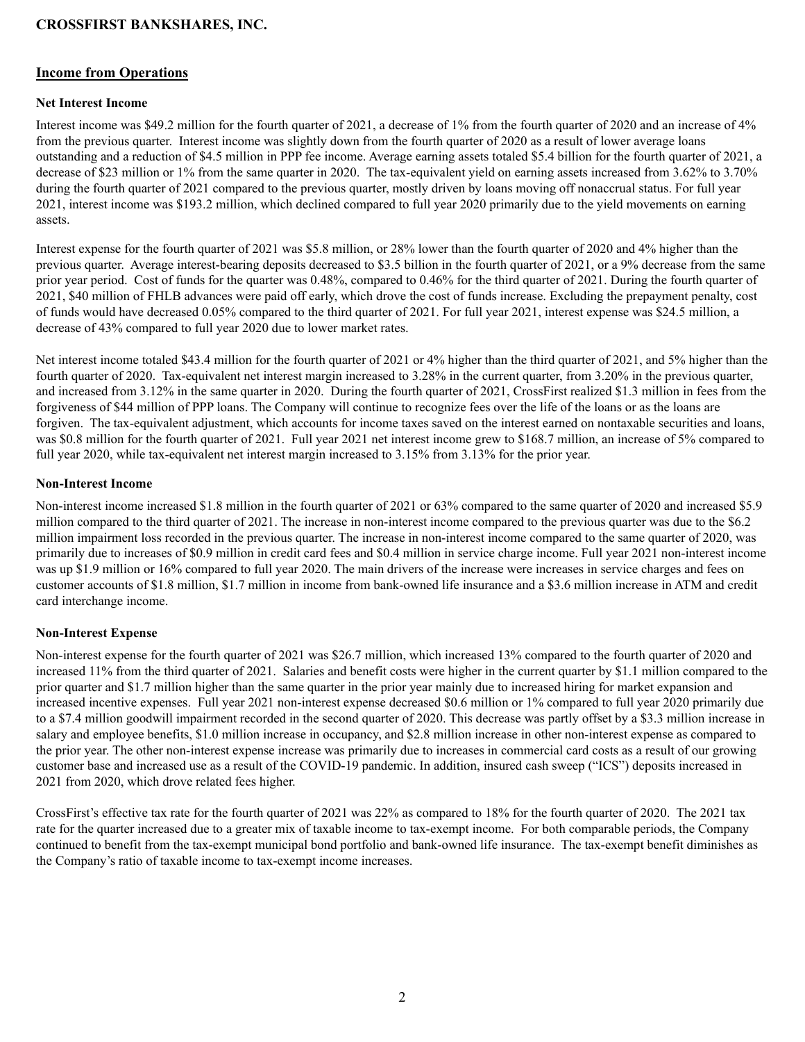## Income from Operations

### Net Interest Income

Interest income was $49.2 million for the fourth quarter of 2021, a decrease of 1% from the fourth quarter of 2020 and an increase of 4% from the previous quarter. Interest income was slightly down from the fourth quarter of 2020 as a result of lower average loans outstanding and a reduction of $4.5 million in PPP fee income. Average earning assets totaled $5.4 billion for the fourth quarter of 2021, a decrease of $23 million or 1% from the same quarter in 2020. The tax-equivalent yield on earning assets increased from 3.62% to 3.70% during the fourth quarter of 2021 compared to the previous quarter, mostly driven by loans moving off nonaccrual status. For full year 2021, interest income was $193.2 million, which declined compared to full year 2020 primarily due to the yield movements on earning assets.

Interest expense for the fourth quarter of 2021 was $5.8 million, or 28% lower than the fourth quarter of 2020 and 4% higher than the previous quarter. Average interest-bearing deposits decreased to $3.5 billion in the fourth quarter of 2021, or a 9% decrease from the same prior year period. Cost of funds for the quarter was 0.48%, compared to 0.46% for the third quarter of 2021. During the fourth quarter of 2021, $40 million of FHLB advances were paid off early, which drove the cost of funds increase. Excluding the prepayment penalty, cost of funds would have decreased 0.05% compared to the third quarter of 2021. For full year 2021, interest expense was $24.5 million, a decrease of 43% compared to full year 2020 due to lower market rates.

Net interest income totaled $43.4 million for the fourth quarter of 2021 or 4% higher than the third quarter of 2021, and 5% higher than the fourth quarter of 2020. Tax-equivalent net interest margin increased to 3.28% in the current quarter, from 3.20% in the previous quarter, and increased from 3.12% in the same quarter in 2020. During the fourth quarter of 2021, CrossFirst realized $1.3 million in fees from the forgiveness of $44 million of PPP loans. The Company will continue to recognize fees over the life of the loans or as the loans are forgiven. The tax-equivalent adjustment, which accounts for income taxes saved on the interest earned on nontaxable securities and loans, was $0.8 million for the fourth quarter of 2021. Full year 2021 net interest income grew to $168.7 million, an increase of 5% compared to full year 2020, while tax-equivalent net interest margin increased to 3.15% from 3.13% for the prior year.

### Non-Interest Income

Non-interest income increased $1.8 million in the fourth quarter of 2021 or 63% compared to the same quarter of 2020 and increased $5.9 million compared to the third quarter of 2021. The increase in non-interest income compared to the previous quarter was due to the $6.2 million impairment loss recorded in the previous quarter. The increase in non-interest income compared to the same quarter of 2020, was primarily due to increases of $0.9 million in credit card fees and $0.4 million in service charge income. Full year 2021 non-interest income was up $1.9 million or 16% compared to full year 2020. The main drivers of the increase were increases in service charges and fees on customer accounts of $1.8 million, $1.7 million in income from bank-owned life insurance and a $3.6 million increase in ATM and credit card interchange income.

### Non-Interest Expense

Non-interest expense for the fourth quarter of 2021 was $26.7 million, which increased 13% compared to the fourth quarter of 2020 and increased 11% from the third quarter of 2021. Salaries and benefit costs were higher in the current quarter by $1.1 million compared to the prior quarter and $1.7 million higher than the same quarter in the prior year mainly due to increased hiring for market expansion and increased incentive expenses. Full year 2021 non-interest expense decreased $0.6 million or 1% compared to full year 2020 primarily due to a $7.4 million goodwill impairment recorded in the second quarter of 2020. This decrease was partly offset by a $3.3 million increase in salary and employee benefits, $1.0 million increase in occupancy, and $2.8 million increase in other non-interest expense as compared to the prior year. The other non-interest expense increase was primarily due to increases in commercial card costs as a result of our growing customer base and increased use as a result of the COVID-19 pandemic. In addition, insured cash sweep ("ICS") deposits increased in 2021 from 2020, which drove related fees higher.

CrossFirst's effective tax rate for the fourth quarter of 2021 was 22% as compared to 18% for the fourth quarter of 2020. The 2021 tax rate for the quarter increased due to a greater mix of taxable income to tax-exempt income. For both comparable periods, the Company continued to benefit from the tax-exempt municipal bond portfolio and bank-owned life insurance. The tax-exempt benefit diminishes as the Company's ratio of taxable income to tax-exempt income increases.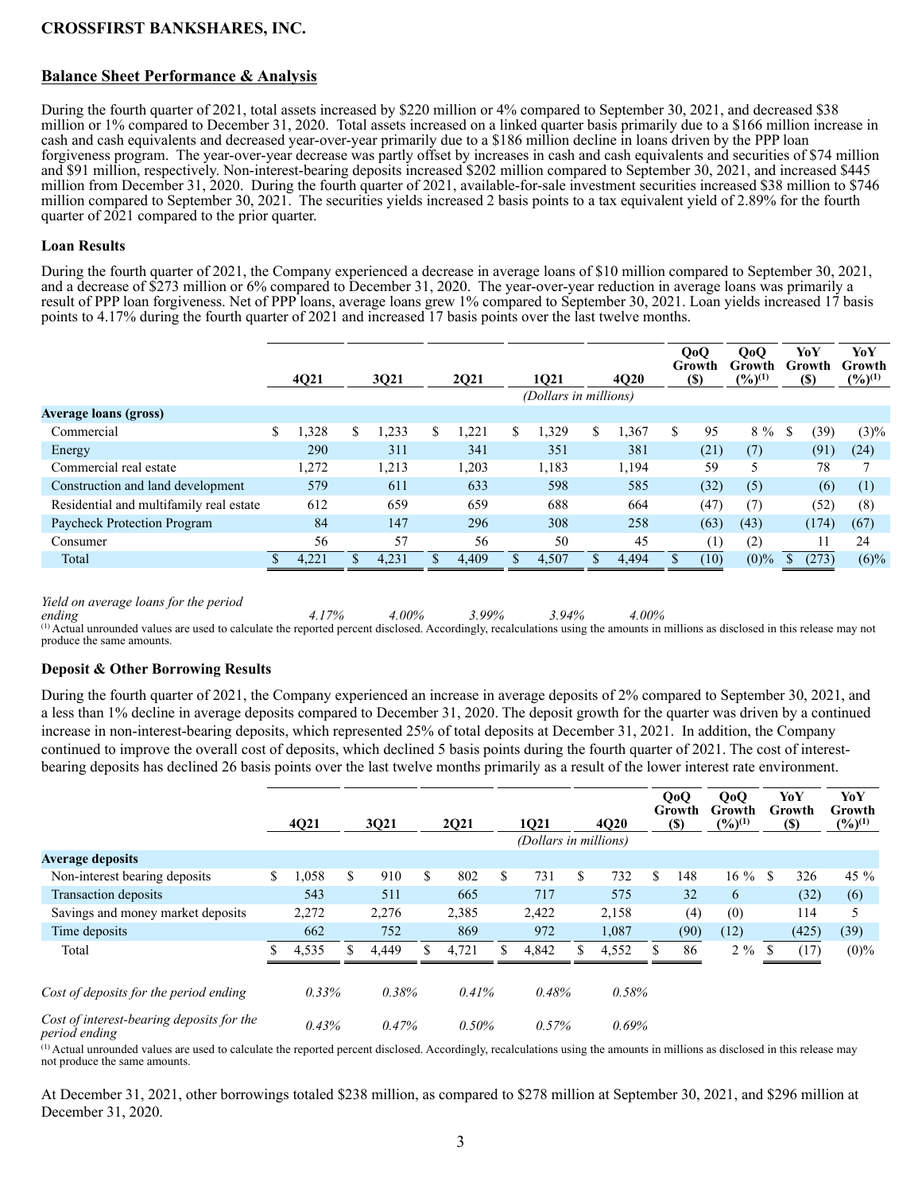**CROSSFIRST BANKSHARES, INC.**

## Balance Sheet Performance & Analysis

During the fourth quarter of 2021, total assets increased by $220 million or 4% compared to September 30, 2021, and decreased $38 million or 1% compared to December 31, 2020. Total assets increased on a linked quarter basis primarily due to a $166 million increase in cash and cash equivalents and decreased year-over-year primarily due to a $186 million decline in loans driven by the PPP loan forgiveness program. The year-over-year decrease was partly offset by increases in cash and cash equivalents and securities of $74 million and $91 million, respectively. Non-interest-bearing deposits increased $202 million compared to September 30, 2021, and increased $445 million from December 31, 2020. During the fourth quarter of 2021, available-for-sale investment securities increased $38 million to $746 million compared to September 30, 2021. The securities yields increased 2 basis points to a tax equivalent yield of 2.89% for the fourth quarter of 2021 compared to the prior quarter.

### Loan Results

During the fourth quarter of 2021, the Company experienced a decrease in average loans of $10 million compared to September 30, 2021, and a decrease of $273 million or 6% compared to December 31, 2020. The year-over-year reduction in average loans was primarily a result of PPP loan forgiveness. Net of PPP loans, average loans grew 1% compared to September 30, 2021. Loan yields increased 17 basis points to 4.17% during the fourth quarter of 2021 and increased 17 basis points over the last twelve months.

| | 4Q21 | 3Q21 | 2Q21 | 1Q21 | 4Q20 | QoQ Growth ($) | QoQ Growth (%)[1] | YoY Growth ($) | YoY Growth (%)[1] |
|---|---|---|---|---|---|---|---|---|---|
| | | | | *(Dollars in millions)* | | | | | |
| **Average loans (gross)** | | | | | | | | | |
| Commercial | $ 1,328 | $ 1,233 | $ 1,221 | $ 1,329 | $ 1,367 | $ 95 | 8 % | $ (39) | (3)% |
| Energy | 290 | 311 | 341 | 351 | 381 | (21) | (7) | (91) | (24) |
| Commercial real estate | 1,272 | 1,213 | 1,203 | 1,183 | 1,194 | 59 | 5 | 78 | 7 |
| Construction and land development | 579 | 611 | 633 | 598 | 585 | (32) | (5) | (6) | (1) |
| Residential and multifamily real estate | 612 | 659 | 659 | 688 | 664 | (47) | (7) | (52) | (8) |
| Paycheck Protection Program | 84 | 147 | 296 | 308 | 258 | (63) | (43) | (174) | (67) |
| Consumer | 56 | 57 | 56 | 50 | 45 | (1) | (2) | 11 | 24 |
| Total | $ 4,221 | $ 4,231 | $ 4,409 | $ 4,507 | $ 4,494 | $ (10) | (0)% | $ (273) | (6)% |
| | | | | | | | | | |
| *Yield on average loans for the period ending* | *4.17%* | *4.00%* | *3.99%* | *3.94%* | *4.00%* | | | | |

[1] Actual unrounded values are used to calculate the reported percent disclosed. Accordingly, recalculations using the amounts in millions as disclosed in this release may not produce the same amounts.

### Deposit & Other Borrowing Results

During the fourth quarter of 2021, the Company experienced an increase in average deposits of 2% compared to September 30, 2021, and a less than 1% decline in average deposits compared to December 31, 2020. The deposit growth for the quarter was driven by a continued increase in non-interest-bearing deposits, which represented 25% of total deposits at December 31, 2021. In addition, the Company continued to improve the overall cost of deposits, which declined 5 basis points during the fourth quarter of 2021. The cost of interest-bearing deposits has declined 26 basis points over the last twelve months primarily as a result of the lower interest rate environment.

| | 4Q21 | 3Q21 | 2Q21 | 1Q21 | 4Q20 | QoQ Growth ($) | QoQ Growth (%)[1] | YoY Growth ($) | YoY Growth (%)[1] |
|---|---|---|---|---|---|---|---|---|---|
| | | | | *(Dollars in millions)* | | | | | |
| **Average deposits** | | | | | | | | | |
| Non-interest bearing deposits | $ 1,058 | $ 910 | $ 802 | $ 731 | $ 732 | $ 148 | 16 % | $ 326 | 45 % |
| Transaction deposits | 543 | 511 | 665 | 717 | 575 | 32 | 6 | (32) | (6) |
| Savings and money market deposits | 2,272 | 2,276 | 2,385 | 2,422 | 2,158 | (4) | (0) | 114 | 5 |
| Time deposits | 662 | 752 | 869 | 972 | 1,087 | (90) | (12) | (425) | (39) |
| Total | $ 4,535 | $ 4,449 | $ 4,721 | $ 4,842 | $ 4,552 | $ 86 | 2 % | $ (17) | (0)% |
| | | | | | | | | | |
| *Cost of deposits for the period ending* | *0.33%* | *0.38%* | *0.41%* | *0.48%* | *0.58%* | | | | |
| *Cost of interest-bearing deposits for the period ending* | *0.43%* | *0.47%* | *0.50%* | *0.57%* | *0.69%* | | | | |

[1] Actual unrounded values are used to calculate the reported percent disclosed. Accordingly, recalculations using the amounts in millions as disclosed in this release may not produce the same amounts.

At December 31, 2021, other borrowings totaled $238 million, as compared to $278 million at September 30, 2021, and $296 million at December 31, 2020.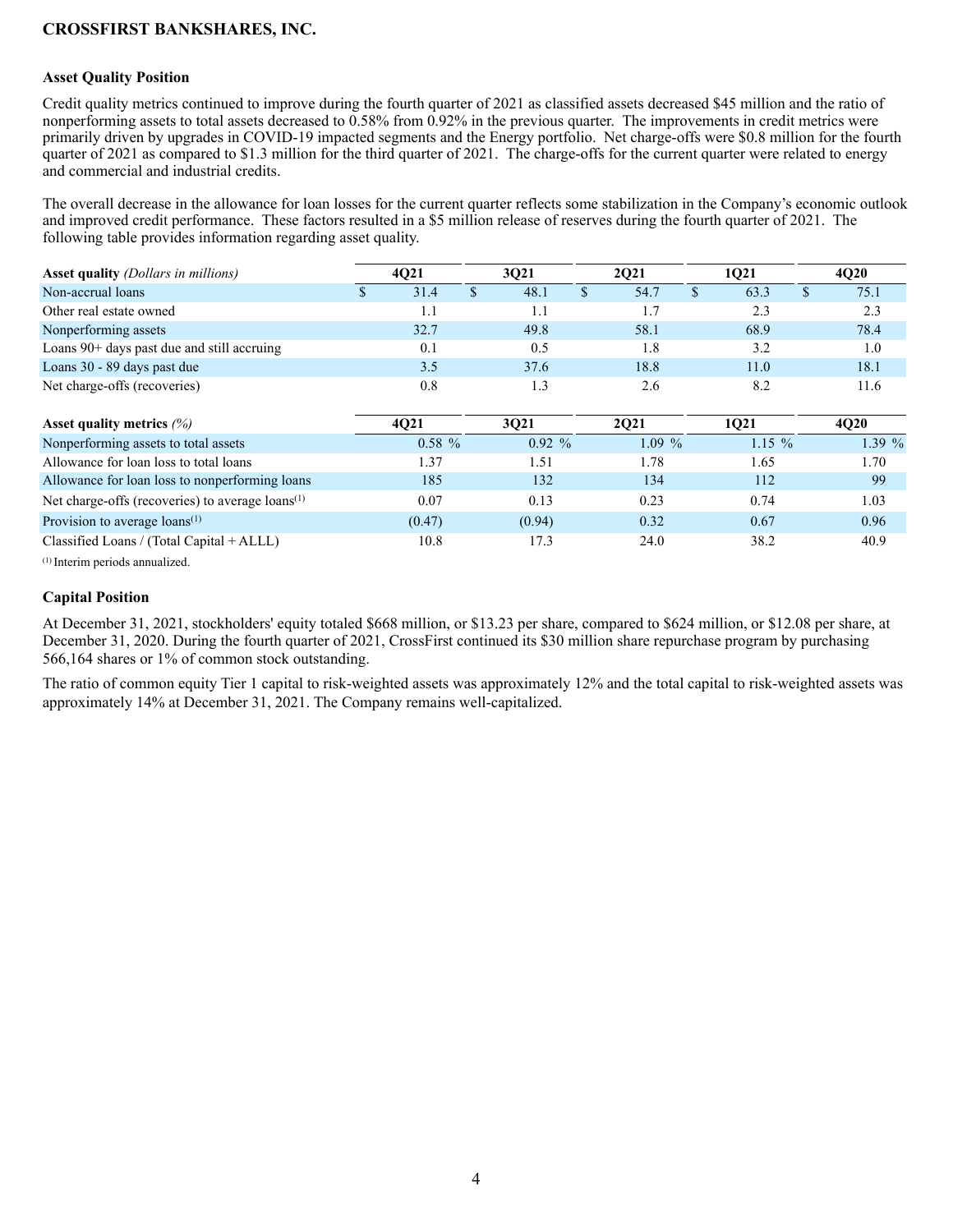**CROSSFIRST BANKSHARES, INC.**

### Asset Quality Position

Credit quality metrics continued to improve during the fourth quarter of 2021 as classified assets decreased $45 million and the ratio of nonperforming assets to total assets decreased to 0.58% from 0.92% in the previous quarter. The improvements in credit metrics were primarily driven by upgrades in COVID-19 impacted segments and the Energy portfolio. Net charge-offs were $0.8 million for the fourth quarter of 2021 as compared to $1.3 million for the third quarter of 2021. The charge-offs for the current quarter were related to energy and commercial and industrial credits.

The overall decrease in the allowance for loan losses for the current quarter reflects some stabilization in the Company's economic outlook and improved credit performance. These factors resulted in a $5 million release of reserves during the fourth quarter of 2021. The following table provides information regarding asset quality.

| **Asset quality** *(Dollars in millions)* | 4Q21 | 3Q21 | 2Q21 | 1Q21 | 4Q20 |
|---|---|---|---|---|---|
| Non-accrual loans | $ 31.4 | $ 48.1 | $ 54.7 | $ 63.3 | $ 75.1 |
| Other real estate owned | 1.1 | 1.1 | 1.7 | 2.3 | 2.3 |
| Nonperforming assets | 32.7 | 49.8 | 58.1 | 68.9 | 78.4 |
| Loans 90+ days past due and still accruing | 0.1 | 0.5 | 1.8 | 3.2 | 1.0 |
| Loans 30 - 89 days past due | 3.5 | 37.6 | 18.8 | 11.0 | 18.1 |
| Net charge-offs (recoveries) | 0.8 | 1.3 | 2.6 | 8.2 | 11.6 |

| **Asset quality metrics** *(%)* | 4Q21 | 3Q21 | 2Q21 | 1Q21 | 4Q20 |
|---|---|---|---|---|---|
| Nonperforming assets to total assets | 0.58 % | 0.92 % | 1.09 % | 1.15 % | 1.39 % |
| Allowance for loan loss to total loans | 1.37 | 1.51 | 1.78 | 1.65 | 1.70 |
| Allowance for loan loss to nonperforming loans | 185 | 132 | 134 | 112 | 99 |
| Net charge-offs (recoveries) to average loans[1] | 0.07 | 0.13 | 0.23 | 0.74 | 1.03 |
| Provision to average loans[1] | (0.47) | (0.94) | 0.32 | 0.67 | 0.96 |
| Classified Loans / (Total Capital + ALLL) | 10.8 | 17.3 | 24.0 | 38.2 | 40.9 |

[1] Interim periods annualized.

### Capital Position

At December 31, 2021, stockholders' equity totaled $668 million, or $13.23 per share, compared to $624 million, or $12.08 per share, at December 31, 2020. During the fourth quarter of 2021, CrossFirst continued its $30 million share repurchase program by purchasing 566,164 shares or 1% of common stock outstanding.

The ratio of common equity Tier 1 capital to risk-weighted assets was approximately 12% and the total capital to risk-weighted assets was approximately 14% at December 31, 2021. The Company remains well-capitalized.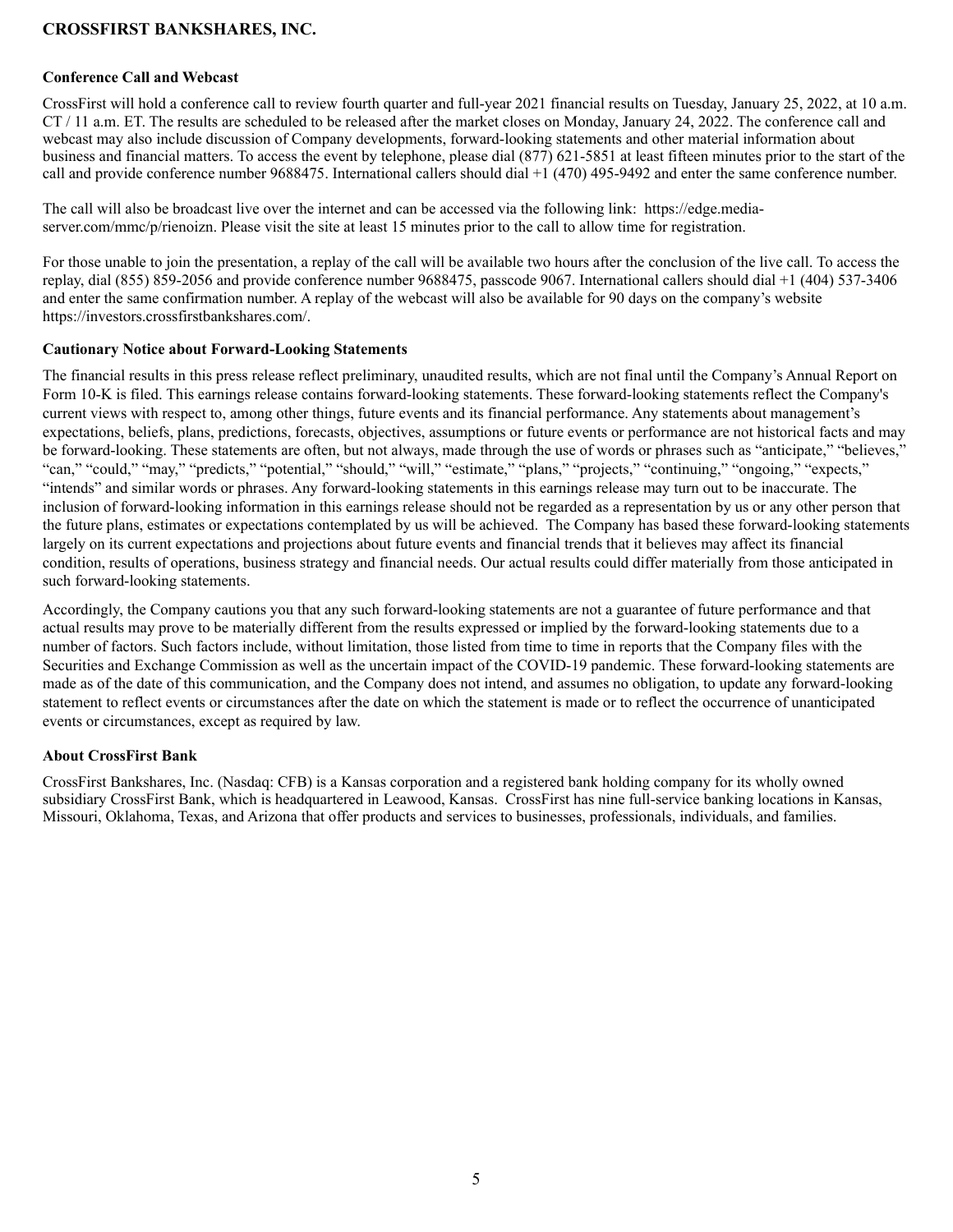### Conference Call and Webcast

CrossFirst will hold a conference call to review fourth quarter and full-year 2021 financial results on Tuesday, January 25, 2022, at 10 a.m. CT / 11 a.m. ET. The results are scheduled to be released after the market closes on Monday, January 24, 2022. The conference call and webcast may also include discussion of Company developments, forward-looking statements and other material information about business and financial matters. To access the event by telephone, please dial (877) 621-5851 at least fifteen minutes prior to the start of the call and provide conference number 9688475. International callers should dial +1 (470) 495-9492 and enter the same conference number.

The call will also be broadcast live over the internet and can be accessed via the following link: https://edge.media-server.com/mmc/p/rienoizn. Please visit the site at least 15 minutes prior to the call to allow time for registration.

For those unable to join the presentation, a replay of the call will be available two hours after the conclusion of the live call. To access the replay, dial (855) 859-2056 and provide conference number 9688475, passcode 9067. International callers should dial +1 (404) 537-3406 and enter the same confirmation number. A replay of the webcast will also be available for 90 days on the company's website https://investors.crossfirstbankshares.com/.

### Cautionary Notice about Forward-Looking Statements

The financial results in this press release reflect preliminary, unaudited results, which are not final until the Company's Annual Report on Form 10-K is filed. This earnings release contains forward-looking statements. These forward-looking statements reflect the Company's current views with respect to, among other things, future events and its financial performance. Any statements about management's expectations, beliefs, plans, predictions, forecasts, objectives, assumptions or future events or performance are not historical facts and may be forward-looking. These statements are often, but not always, made through the use of words or phrases such as "anticipate," "believes," "can," "could," "may," "predicts," "potential," "should," "will," "estimate," "plans," "projects," "continuing," "ongoing," "expects," "intends" and similar words or phrases. Any forward-looking statements in this earnings release may turn out to be inaccurate. The inclusion of forward-looking information in this earnings release should not be regarded as a representation by us or any other person that the future plans, estimates or expectations contemplated by us will be achieved. The Company has based these forward-looking statements largely on its current expectations and projections about future events and financial trends that it believes may affect its financial condition, results of operations, business strategy and financial needs. Our actual results could differ materially from those anticipated in such forward-looking statements.

Accordingly, the Company cautions you that any such forward-looking statements are not a guarantee of future performance and that actual results may prove to be materially different from the results expressed or implied by the forward-looking statements due to a number of factors. Such factors include, without limitation, those listed from time to time in reports that the Company files with the Securities and Exchange Commission as well as the uncertain impact of the COVID-19 pandemic. These forward-looking statements are made as of the date of this communication, and the Company does not intend, and assumes no obligation, to update any forward-looking statement to reflect events or circumstances after the date on which the statement is made or to reflect the occurrence of unanticipated events or circumstances, except as required by law.

### About CrossFirst Bank

CrossFirst Bankshares, Inc. (Nasdaq: CFB) is a Kansas corporation and a registered bank holding company for its wholly owned subsidiary CrossFirst Bank, which is headquartered in Leawood, Kansas. CrossFirst has nine full-service banking locations in Kansas, Missouri, Oklahoma, Texas, and Arizona that offer products and services to businesses, professionals, individuals, and families.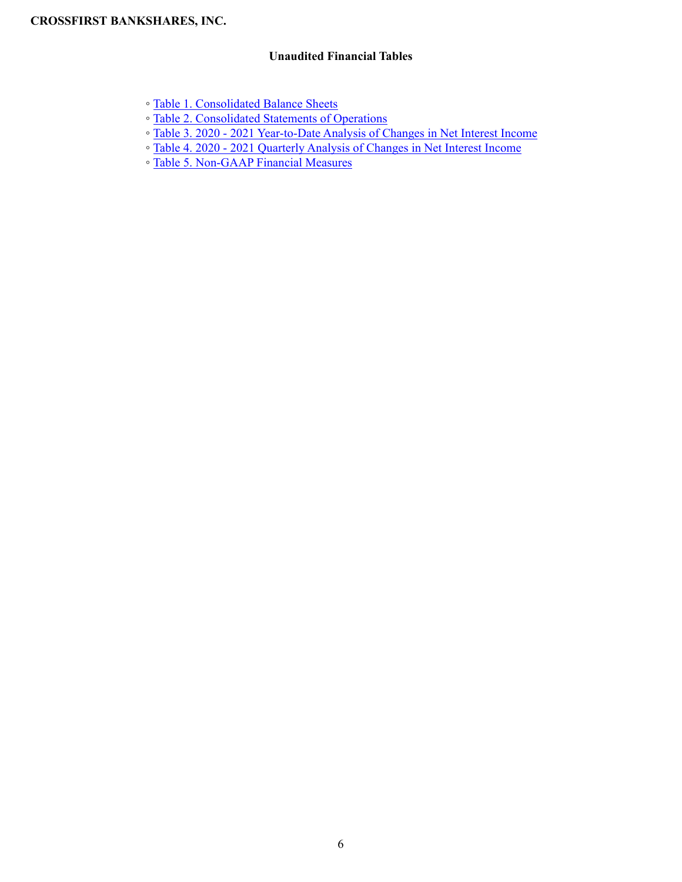**CROSSFIRST BANKSHARES, INC.**

## Unaudited Financial Tables

- Table 1. Consolidated Balance Sheets
- Table 2. Consolidated Statements of Operations
- Table 3. 2020 - 2021 Year-to-Date Analysis of Changes in Net Interest Income
- Table 4. 2020 - 2021 Quarterly Analysis of Changes in Net Interest Income
- Table 5. Non-GAAP Financial Measures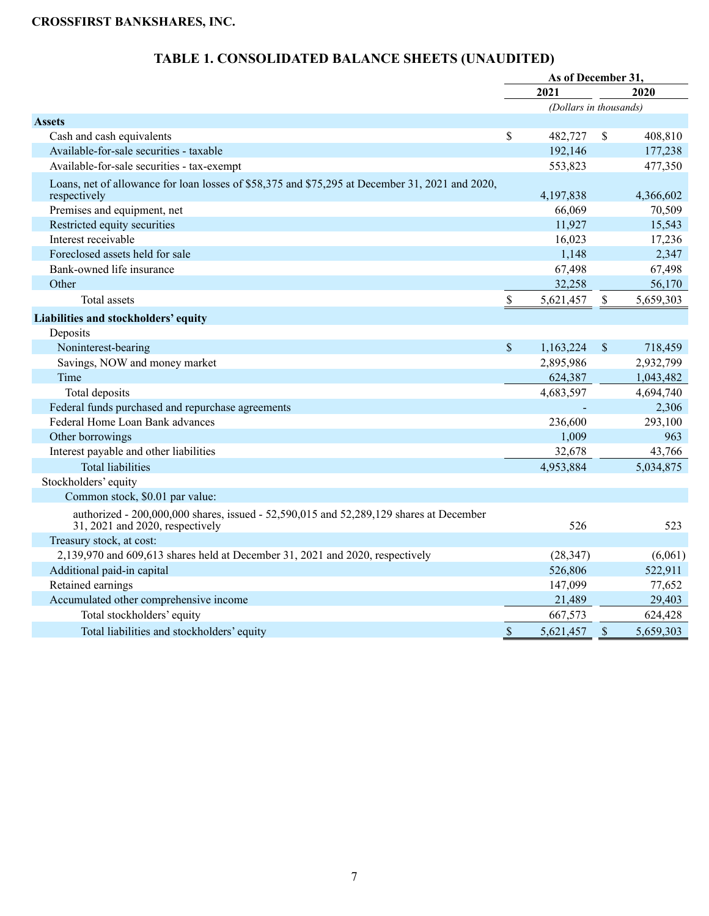**CROSSFIRST BANKSHARES, INC.**

## TABLE 1. CONSOLIDATED BALANCE SHEETS (UNAUDITED)

| | As of December 31, | |
|---|---|---|
| | 2021 | 2020 |
| | *(Dollars in thousands)* | |
| **Assets** | | |
| Cash and cash equivalents | $ 482,727 | $ 408,810 |
| Available-for-sale securities - taxable | 192,146 | 177,238 |
| Available-for-sale securities - tax-exempt | 553,823 | 477,350 |
| Loans, net of allowance for loan losses of $58,375 and $75,295 at December 31, 2021 and 2020, respectively | 4,197,838 | 4,366,602 |
| Premises and equipment, net | 66,069 | 70,509 |
| Restricted equity securities | 11,927 | 15,543 |
| Interest receivable | 16,023 | 17,236 |
| Foreclosed assets held for sale | 1,148 | 2,347 |
| Bank-owned life insurance | 67,498 | 67,498 |
| Other | 32,258 | 56,170 |
| Total assets | $ 5,621,457 | $ 5,659,303 |
| **Liabilities and stockholders' equity** | | |
| Deposits | | |
| Noninterest-bearing | $ 1,163,224 | $ 718,459 |
| Savings, NOW and money market | 2,895,986 | 2,932,799 |
| Time | 624,387 | 1,043,482 |
| Total deposits | 4,683,597 | 4,694,740 |
| Federal funds purchased and repurchase agreements | - | 2,306 |
| Federal Home Loan Bank advances | 236,600 | 293,100 |
| Other borrowings | 1,009 | 963 |
| Interest payable and other liabilities | 32,678 | 43,766 |
| Total liabilities | 4,953,884 | 5,034,875 |
| Stockholders' equity | | |
| Common stock, $0.01 par value: | | |
| authorized - 200,000,000 shares, issued - 52,590,015 and 52,289,129 shares at December 31, 2021 and 2020, respectively | 526 | 523 |
| Treasury stock, at cost: | | |
| 2,139,970 and 609,613 shares held at December 31, 2021 and 2020, respectively | (28,347) | (6,061) |
| Additional paid-in capital | 526,806 | 522,911 |
| Retained earnings | 147,099 | 77,652 |
| Accumulated other comprehensive income | 21,489 | 29,403 |
| Total stockholders' equity | 667,573 | 624,428 |
| Total liabilities and stockholders' equity | $ 5,621,457 | $ 5,659,303 |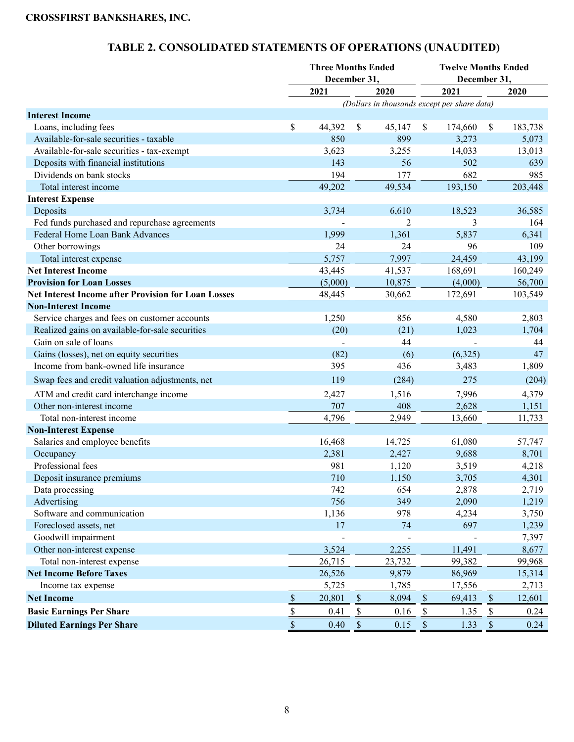**CROSSFIRST BANKSHARES, INC.**

## TABLE 2. CONSOLIDATED STATEMENTS OF OPERATIONS (UNAUDITED)

| | Three Months Ended December 31, | | Twelve Months Ended December 31, | |
|---|---|---|---|---|
| | 2021 | 2020 | 2021 | 2020 |
| | *(Dollars in thousands except per share data)* | | | |
| **Interest Income** | | | | |
| Loans, including fees | $ 44,392 | $ 45,147 | $ 174,660 | $ 183,738 |
| Available-for-sale securities - taxable | 850 | 899 | 3,273 | 5,073 |
| Available-for-sale securities - tax-exempt | 3,623 | 3,255 | 14,033 | 13,013 |
| Deposits with financial institutions | 143 | 56 | 502 | 639 |
| Dividends on bank stocks | 194 | 177 | 682 | 985 |
| Total interest income | 49,202 | 49,534 | 193,150 | 203,448 |
| **Interest Expense** | | | | |
| Deposits | 3,734 | 6,610 | 18,523 | 36,585 |
| Fed funds purchased and repurchase agreements | - | 2 | 3 | 164 |
| Federal Home Loan Bank Advances | 1,999 | 1,361 | 5,837 | 6,341 |
| Other borrowings | 24 | 24 | 96 | 109 |
| Total interest expense | 5,757 | 7,997 | 24,459 | 43,199 |
| **Net Interest Income** | 43,445 | 41,537 | 168,691 | 160,249 |
| **Provision for Loan Losses** | (5,000) | 10,875 | (4,000) | 56,700 |
| **Net Interest Income after Provision for Loan Losses** | 48,445 | 30,662 | 172,691 | 103,549 |
| **Non-Interest Income** | | | | |
| Service charges and fees on customer accounts | 1,250 | 856 | 4,580 | 2,803 |
| Realized gains on available-for-sale securities | (20) | (21) | 1,023 | 1,704 |
| Gain on sale of loans | - | 44 | - | 44 |
| Gains (losses), net on equity securities | (82) | (6) | (6,325) | 47 |
| Income from bank-owned life insurance | 395 | 436 | 3,483 | 1,809 |
| Swap fees and credit valuation adjustments, net | 119 | (284) | 275 | (204) |
| ATM and credit card interchange income | 2,427 | 1,516 | 7,996 | 4,379 |
| Other non-interest income | 707 | 408 | 2,628 | 1,151 |
| Total non-interest income | 4,796 | 2,949 | 13,660 | 11,733 |
| **Non-Interest Expense** | | | | |
| Salaries and employee benefits | 16,468 | 14,725 | 61,080 | 57,747 |
| Occupancy | 2,381 | 2,427 | 9,688 | 8,701 |
| Professional fees | 981 | 1,120 | 3,519 | 4,218 |
| Deposit insurance premiums | 710 | 1,150 | 3,705 | 4,301 |
| Data processing | 742 | 654 | 2,878 | 2,719 |
| Advertising | 756 | 349 | 2,090 | 1,219 |
| Software and communication | 1,136 | 978 | 4,234 | 3,750 |
| Foreclosed assets, net | 17 | 74 | 697 | 1,239 |
| Goodwill impairment | - | - | - | 7,397 |
| Other non-interest expense | 3,524 | 2,255 | 11,491 | 8,677 |
| Total non-interest expense | 26,715 | 23,732 | 99,382 | 99,968 |
| **Net Income Before Taxes** | 26,526 | 9,879 | 86,969 | 15,314 |
| Income tax expense | 5,725 | 1,785 | 17,556 | 2,713 |
| **Net Income** | $ 20,801 | $ 8,094 | $ 69,413 | $ 12,601 |
| **Basic Earnings Per Share** | $ 0.41 | $ 0.16 | $ 1.35 | $ 0.24 |
| **Diluted Earnings Per Share** | $ 0.40 | $ 0.15 | $ 1.33 | $ 0.24 |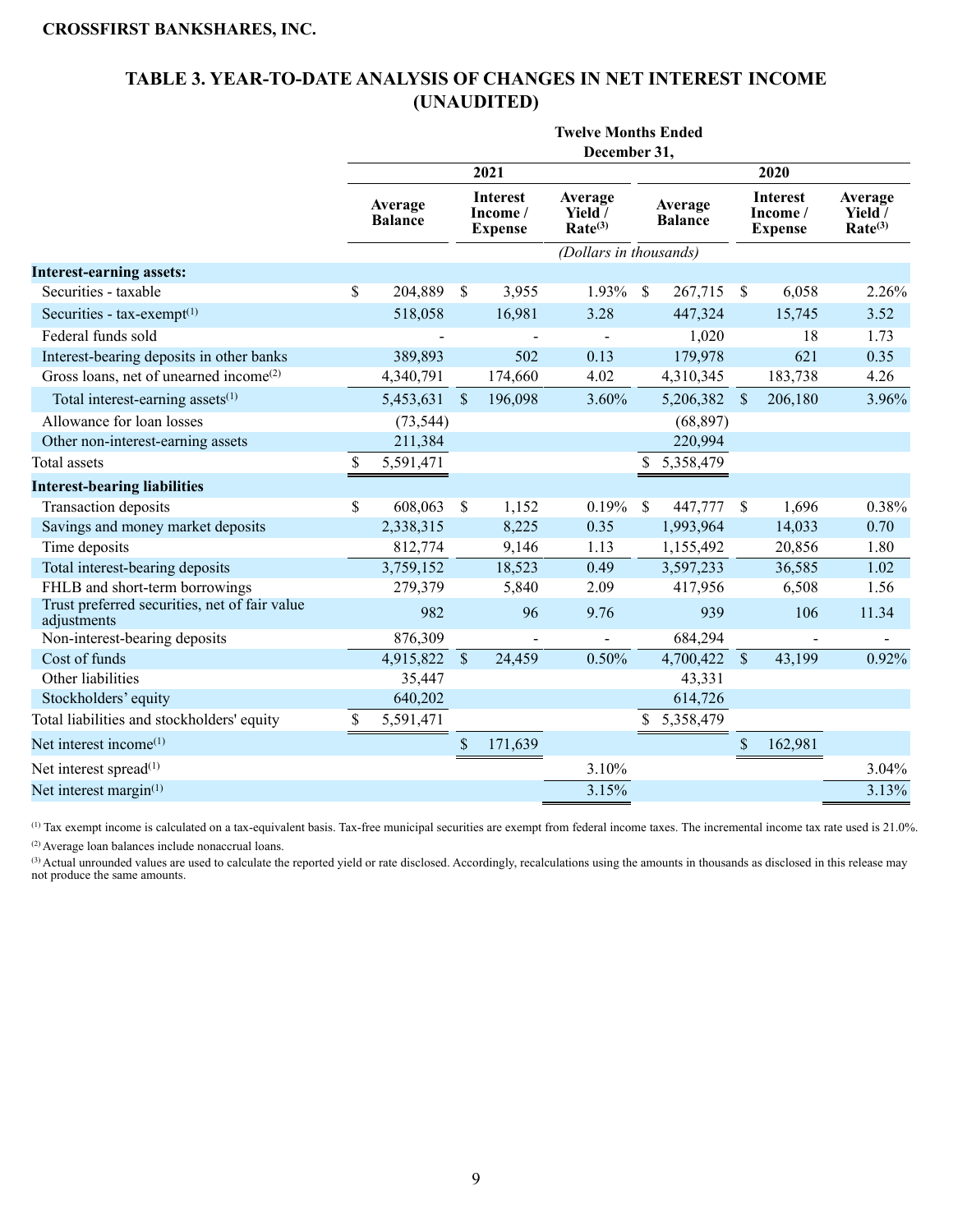**CROSSFIRST BANKSHARES, INC.**

## TABLE 3. YEAR-TO-DATE ANALYSIS OF CHANGES IN NET INTEREST INCOME (UNAUDITED)

| | Twelve Months Ended December 31, | | | | | |
|---|---|---|---|---|---|---|
| | 2021 | | | 2020 | | |
| | Average Balance | Interest Income / Expense | Average Yield / Rate[3] | Average Balance | Interest Income / Expense | Average Yield / Rate[3] |
| | *(Dollars in thousands)* | | | | | |
| **Interest-earning assets:** | | | | | | |
| Securities - taxable | $ 204,889 | $ 3,955 | 1.93% | $ 267,715 | $ 6,058 | 2.26% |
| Securities - tax-exempt[1] | 518,058 | 16,981 | 3.28 | 447,324 | 15,745 | 3.52 |
| Federal funds sold | - | - | - | 1,020 | 18 | 1.73 |
| Interest-bearing deposits in other banks | 389,893 | 502 | 0.13 | 179,978 | 621 | 0.35 |
| Gross loans, net of unearned income[2] | 4,340,791 | 174,660 | 4.02 | 4,310,345 | 183,738 | 4.26 |
| Total interest-earning assets[1] | 5,453,631 | $ 196,098 | 3.60% | 5,206,382 | $ 206,180 | 3.96% |
| Allowance for loan losses | (73,544) | | | (68,897) | | |
| Other non-interest-earning assets | 211,384 | | | 220,994 | | |
| Total assets | $ 5,591,471 | | | $ 5,358,479 | | |
| **Interest-bearing liabilities** | | | | | | |
| Transaction deposits | $ 608,063 | $ 1,152 | 0.19% | $ 447,777 | $ 1,696 | 0.38% |
| Savings and money market deposits | 2,338,315 | 8,225 | 0.35 | 1,993,964 | 14,033 | 0.70 |
| Time deposits | 812,774 | 9,146 | 1.13 | 1,155,492 | 20,856 | 1.80 |
| Total interest-bearing deposits | 3,759,152 | 18,523 | 0.49 | 3,597,233 | 36,585 | 1.02 |
| FHLB and short-term borrowings | 279,379 | 5,840 | 2.09 | 417,956 | 6,508 | 1.56 |
| Trust preferred securities, net of fair value adjustments | 982 | 96 | 9.76 | 939 | 106 | 11.34 |
| Non-interest-bearing deposits | 876,309 | - | - | 684,294 | - | - |
| Cost of funds | 4,915,822 | $ 24,459 | 0.50% | 4,700,422 | $ 43,199 | 0.92% |
| Other liabilities | 35,447 | | | 43,331 | | |
| Stockholders' equity | 640,202 | | | 614,726 | | |
| Total liabilities and stockholders' equity | $ 5,591,471 | | | $ 5,358,479 | | |
| Net interest income[1] | | $ 171,639 | | | $ 162,981 | |
| Net interest spread[1] | | | 3.10% | | | 3.04% |
| Net interest margin[1] | | | 3.15% | | | 3.13% |

[1] Tax exempt income is calculated on a tax-equivalent basis. Tax-free municipal securities are exempt from federal income taxes. The incremental income tax rate used is 21.0%.

[2] Average loan balances include nonaccrual loans.

[3] Actual unrounded values are used to calculate the reported yield or rate disclosed. Accordingly, recalculations using the amounts in thousands as disclosed in this release may not produce the same amounts.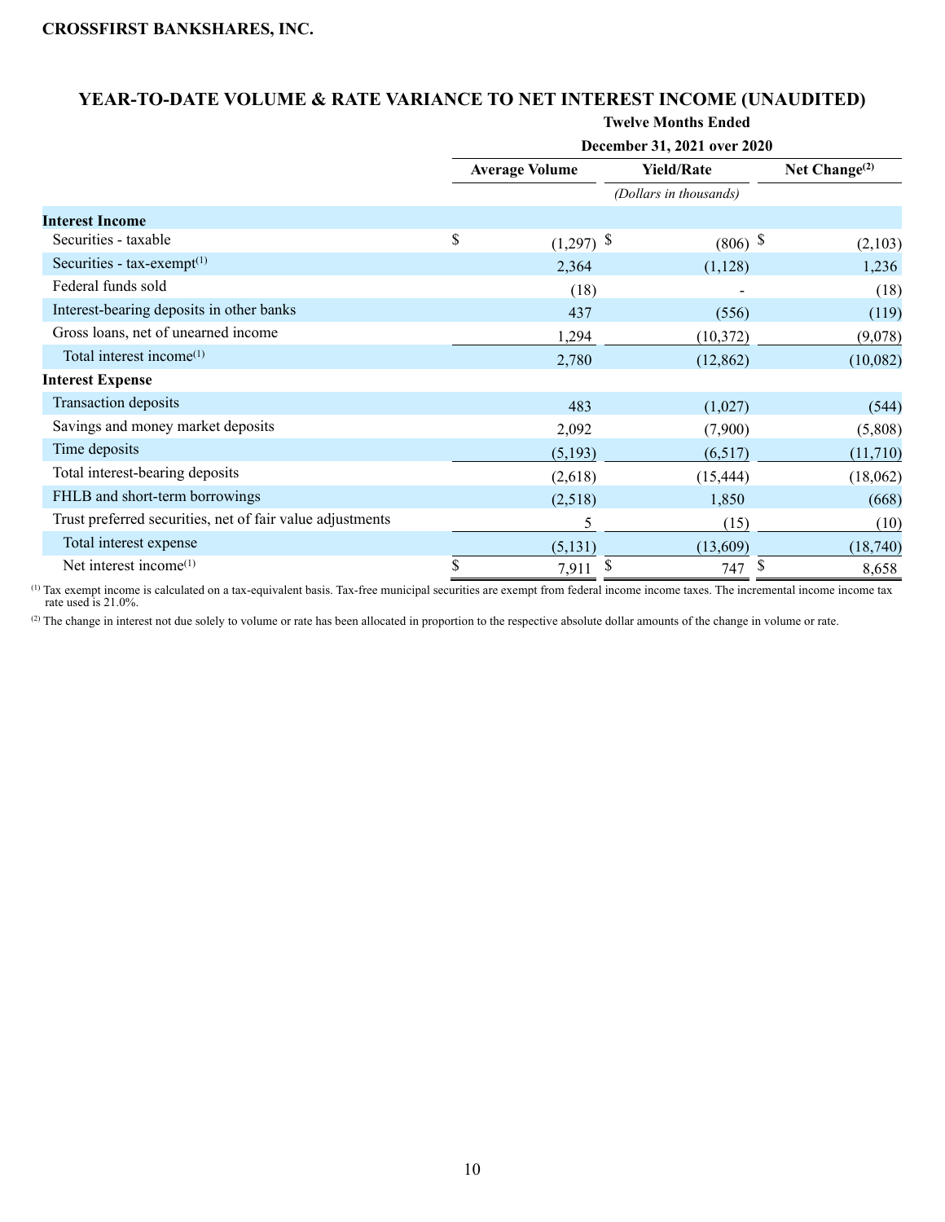**CROSSFIRST BANKSHARES, INC.**

## YEAR-TO-DATE VOLUME & RATE VARIANCE TO NET INTEREST INCOME (UNAUDITED)

| | Twelve Months Ended December 31, 2021 over 2020 | | |
|---|---|---|---|
| | Average Volume | Yield/Rate | Net Change[2] |
| | | *(Dollars in thousands)* | |
| **Interest Income** | | | |
| Securities - taxable | $ (1,297) | $ (806) | $ (2,103) |
| Securities - tax-exempt[1] | 2,364 | (1,128) | 1,236 |
| Federal funds sold | (18) | - | (18) |
| Interest-bearing deposits in other banks | 437 | (556) | (119) |
| Gross loans, net of unearned income | 1,294 | (10,372) | (9,078) |
| Total interest income[1] | 2,780 | (12,862) | (10,082) |
| **Interest Expense** | | | |
| Transaction deposits | 483 | (1,027) | (544) |
| Savings and money market deposits | 2,092 | (7,900) | (5,808) |
| Time deposits | (5,193) | (6,517) | (11,710) |
| Total interest-bearing deposits | (2,618) | (15,444) | (18,062) |
| FHLB and short-term borrowings | (2,518) | 1,850 | (668) |
| Trust preferred securities, net of fair value adjustments | 5 | (15) | (10) |
| Total interest expense | (5,131) | (13,609) | (18,740) |
| Net interest income[1] | $ 7,911 | $ 747 | $ 8,658 |

[1] Tax exempt income is calculated on a tax-equivalent basis. Tax-free municipal securities are exempt from federal income income taxes. The incremental income income tax rate used is 21.0%.

[2] The change in interest not due solely to volume or rate has been allocated in proportion to the respective absolute dollar amounts of the change in volume or rate.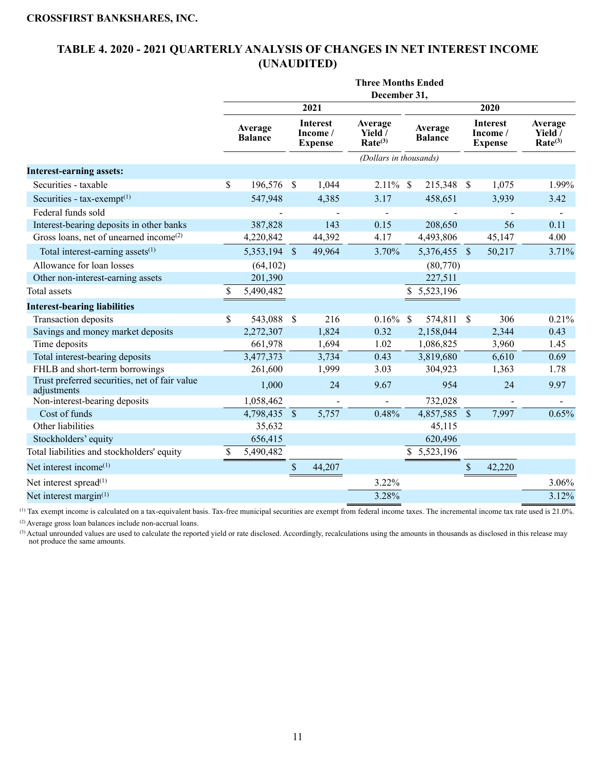**CROSSFIRST BANKSHARES, INC.**

## TABLE 4. 2020 - 2021 QUARTERLY ANALYSIS OF CHANGES IN NET INTEREST INCOME (UNAUDITED)

| | Three Months Ended December 31, | | | | | |
|---|---|---|---|---|---|---|
| | 2021 | | | 2020 | | |
| | Average Balance | Interest Income / Expense | Average Yield / Rate[3] | Average Balance | Interest Income / Expense | Average Yield / Rate[3] |
| | | | *(Dollars in thousands)* | | | |
| **Interest-earning assets:** | | | | | | |
| Securities - taxable | $ 196,576 | $ 1,044 | 2.11% | $ 215,348 | $ 1,075 | 1.99% |
| Securities - tax-exempt[1] | 547,948 | 4,385 | 3.17 | 458,651 | 3,939 | 3.42 |
| Federal funds sold | - | - | - | - | - | - |
| Interest-bearing deposits in other banks | 387,828 | 143 | 0.15 | 208,650 | 56 | 0.11 |
| Gross loans, net of unearned income[2] | 4,220,842 | 44,392 | 4.17 | 4,493,806 | 45,147 | 4.00 |
| Total interest-earning assets[1] | 5,353,194 | $ 49,964 | 3.70% | 5,376,455 | $ 50,217 | 3.71% |
| Allowance for loan losses | (64,102) | | | (80,770) | | |
| Other non-interest-earning assets | 201,390 | | | 227,511 | | |
| Total assets | $ 5,490,482 | | | $ 5,523,196 | | |
| **Interest-bearing liabilities** | | | | | | |
| Transaction deposits | $ 543,088 | $ 216 | 0.16% | $ 574,811 | $ 306 | 0.21% |
| Savings and money market deposits | 2,272,307 | 1,824 | 0.32 | 2,158,044 | 2,344 | 0.43 |
| Time deposits | 661,978 | 1,694 | 1.02 | 1,086,825 | 3,960 | 1.45 |
| Total interest-bearing deposits | 3,477,373 | 3,734 | 0.43 | 3,819,680 | 6,610 | 0.69 |
| FHLB and short-term borrowings | 261,600 | 1,999 | 3.03 | 304,923 | 1,363 | 1.78 |
| Trust preferred securities, net of fair value adjustments | 1,000 | 24 | 9.67 | 954 | 24 | 9.97 |
| Non-interest-bearing deposits | 1,058,462 | - | - | 732,028 | - | - |
| Cost of funds | 4,798,435 | $ 5,757 | 0.48% | 4,857,585 | $ 7,997 | 0.65% |
| Other liabilities | 35,632 | | | 45,115 | | |
| Stockholders' equity | 656,415 | | | 620,496 | | |
| Total liabilities and stockholders' equity | $ 5,490,482 | | | $ 5,523,196 | | |
| Net interest income[1] | | $ 44,207 | | | $ 42,220 | |
| Net interest spread[1] | | | 3.22% | | | 3.06% |
| Net interest margin[1] | | | 3.28% | | | 3.12% |

[1] Tax exempt income is calculated on a tax-equivalent basis. Tax-free municipal securities are exempt from federal income taxes. The incremental income tax rate used is 21.0%.

[2] Average gross loan balances include non-accrual loans.

[3] Actual unrounded values are used to calculate the reported yield or rate disclosed. Accordingly, recalculations using the amounts in thousands as disclosed in this release may not produce the same amounts.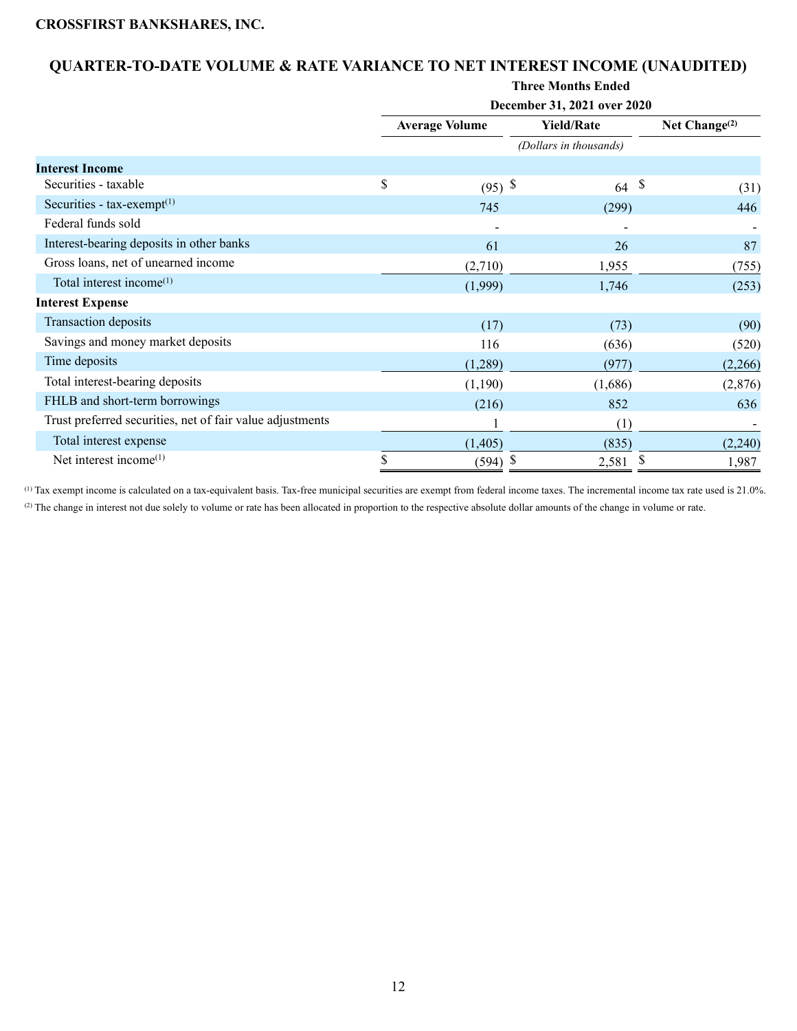**CROSSFIRST BANKSHARES, INC.**

## QUARTER-TO-DATE VOLUME & RATE VARIANCE TO NET INTEREST INCOME (UNAUDITED)

| | Three Months Ended December 31, 2021 over 2020 | | |
|---|---|---|---|
| | Average Volume | Yield/Rate | Net Change[(2)] |
| | | *(Dollars in thousands)* | |
| **Interest Income** | | | |
| Securities - taxable | $ (95) | $ 64 | $ (31) |
| Securities - tax-exempt[(1)] | 745 | (299) | 446 |
| Federal funds sold | - | - | - |
| Interest-bearing deposits in other banks | 61 | 26 | 87 |
| Gross loans, net of unearned income | (2,710) | 1,955 | (755) |
| Total interest income[(1)] | (1,999) | 1,746 | (253) |
| **Interest Expense** | | | |
| Transaction deposits | (17) | (73) | (90) |
| Savings and money market deposits | 116 | (636) | (520) |
| Time deposits | (1,289) | (977) | (2,266) |
| Total interest-bearing deposits | (1,190) | (1,686) | (2,876) |
| FHLB and short-term borrowings | (216) | 852 | 636 |
| Trust preferred securities, net of fair value adjustments | 1 | (1) | - |
| Total interest expense | (1,405) | (835) | (2,240) |
| Net interest income[(1)] | $ (594) | $ 2,581 | $ 1,987 |

[(1)] Tax exempt income is calculated on a tax-equivalent basis. Tax-free municipal securities are exempt from federal income taxes. The incremental income tax rate used is 21.0%.

[(2)] The change in interest not due solely to volume or rate has been allocated in proportion to the respective absolute dollar amounts of the change in volume or rate.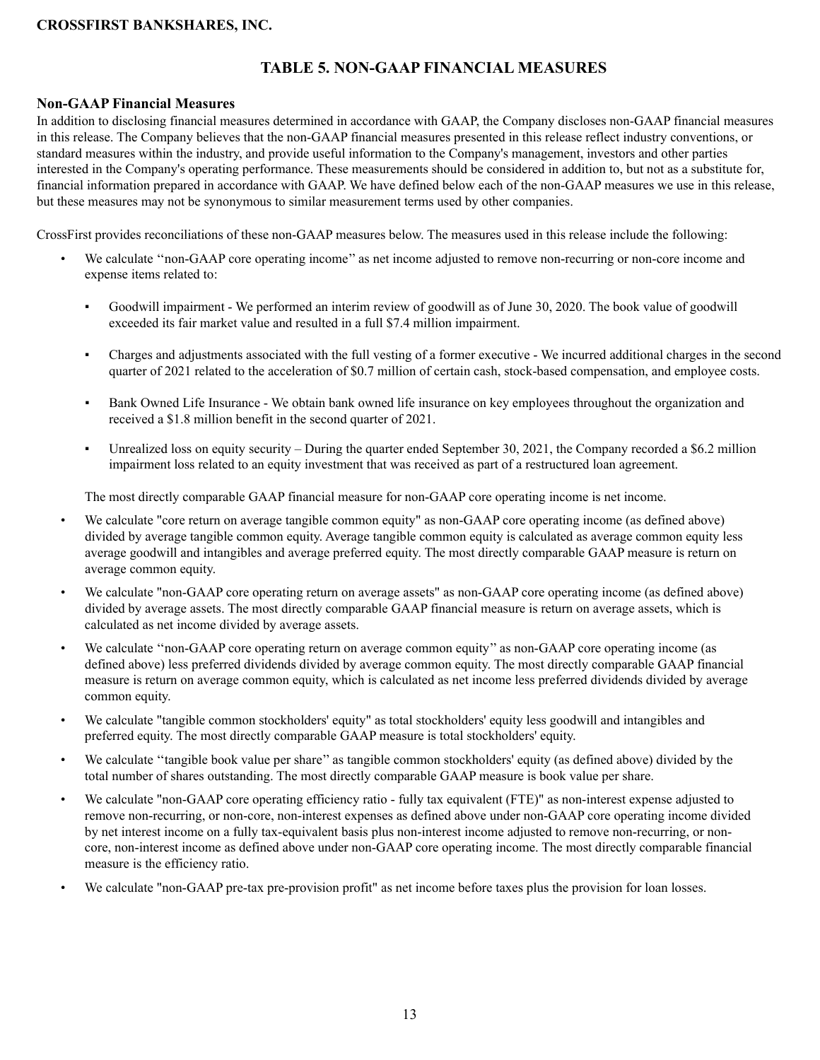# TABLE 5. NON-GAAP FINANCIAL MEASURES

## Non-GAAP Financial Measures

In addition to disclosing financial measures determined in accordance with GAAP, the Company discloses non-GAAP financial measures in this release. The Company believes that the non-GAAP financial measures presented in this release reflect industry conventions, or standard measures within the industry, and provide useful information to the Company's management, investors and other parties interested in the Company's operating performance. These measurements should be considered in addition to, but not as a substitute for, financial information prepared in accordance with GAAP. We have defined below each of the non-GAAP measures we use in this release, but these measures may not be synonymous to similar measurement terms used by other companies.

CrossFirst provides reconciliations of these non-GAAP measures below. The measures used in this release include the following:

- We calculate "non-GAAP core operating income" as net income adjusted to remove non-recurring or non-core income and expense items related to:

    - Goodwill impairment - We performed an interim review of goodwill as of June 30, 2020. The book value of goodwill exceeded its fair market value and resulted in a full $7.4 million impairment.

    - Charges and adjustments associated with the full vesting of a former executive - We incurred additional charges in the second quarter of 2021 related to the acceleration of $0.7 million of certain cash, stock-based compensation, and employee costs.

    - Bank Owned Life Insurance - We obtain bank owned life insurance on key employees throughout the organization and received a $1.8 million benefit in the second quarter of 2021.

    - Unrealized loss on equity security – During the quarter ended September 30, 2021, the Company recorded a $6.2 million impairment loss related to an equity investment that was received as part of a restructured loan agreement.

  The most directly comparable GAAP financial measure for non-GAAP core operating income is net income.

- We calculate "core return on average tangible common equity" as non-GAAP core operating income (as defined above) divided by average tangible common equity. Average tangible common equity is calculated as average common equity less average goodwill and intangibles and average preferred equity. The most directly comparable GAAP measure is return on average common equity.

- We calculate "non-GAAP core operating return on average assets" as non-GAAP core operating income (as defined above) divided by average assets. The most directly comparable GAAP financial measure is return on average assets, which is calculated as net income divided by average assets.

- We calculate "non-GAAP core operating return on average common equity" as non-GAAP core operating income (as defined above) less preferred dividends divided by average common equity. The most directly comparable GAAP financial measure is return on average common equity, which is calculated as net income less preferred dividends divided by average common equity.

- We calculate "tangible common stockholders' equity" as total stockholders' equity less goodwill and intangibles and preferred equity. The most directly comparable GAAP measure is total stockholders' equity.

- We calculate "tangible book value per share" as tangible common stockholders' equity (as defined above) divided by the total number of shares outstanding. The most directly comparable GAAP measure is book value per share.

- We calculate "non-GAAP core operating efficiency ratio - fully tax equivalent (FTE)" as non-interest expense adjusted to remove non-recurring, or non-core, non-interest expenses as defined above under non-GAAP core operating income divided by net interest income on a fully tax-equivalent basis plus non-interest income adjusted to remove non-recurring, or non-core, non-interest income as defined above under non-GAAP core operating income. The most directly comparable financial measure is the efficiency ratio.

- We calculate "non-GAAP pre-tax pre-provision profit" as net income before taxes plus the provision for loan losses.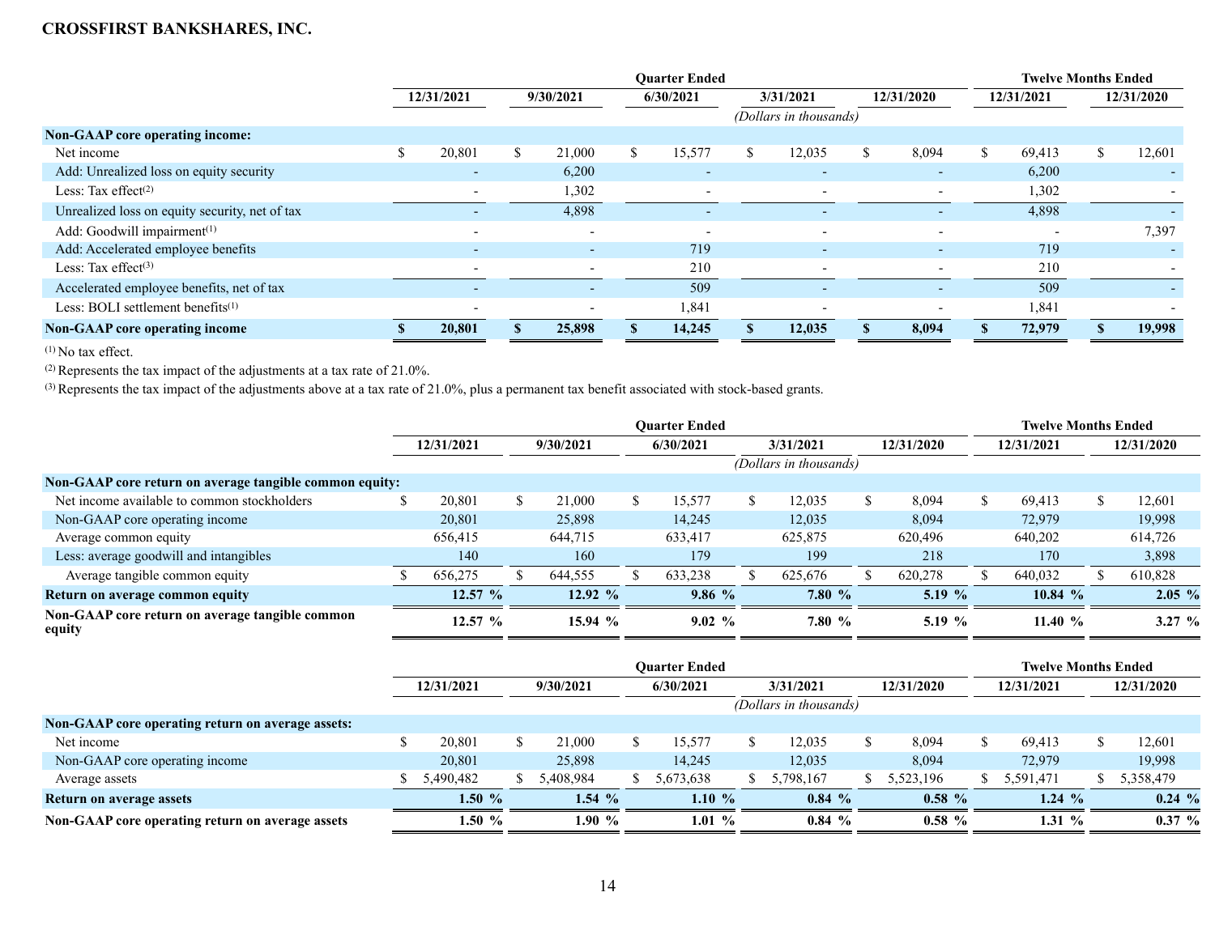**CROSSFIRST BANKSHARES, INC.**

| | Quarter Ended | | | | | Twelve Months Ended | |
|---|---|---|---|---|---|---|---|
| | 12/31/2021 | 9/30/2021 | 6/30/2021 | 3/31/2021 | 12/31/2020 | 12/31/2021 | 12/31/2020 |
| | *(Dollars in thousands)* | | | | | | |
| **Non-GAAP core operating income:** | | | | | | | |
| Net income | $ 20,801 | $ 21,000 | $ 15,577 | $ 12,035 | $ 8,094 | $ 69,413 | $ 12,601 |
| Add: Unrealized loss on equity security | - | 6,200 | - | - | - | 6,200 | - |
| Less: Tax effect[2] | - | 1,302 | - | - | - | 1,302 | - |
| Unrealized loss on equity security, net of tax | - | 4,898 | - | - | - | 4,898 | - |
| Add: Goodwill impairment[1] | - | - | - | - | - | - | 7,397 |
| Add: Accelerated employee benefits | - | - | 719 | - | - | 719 | - |
| Less: Tax effect[3] | - | - | 210 | - | - | 210 | - |
| Accelerated employee benefits, net of tax | - | - | 509 | - | - | 509 | - |
| Less: BOLI settlement benefits[1] | - | - | 1,841 | - | - | 1,841 | - |
| **Non-GAAP core operating income** | **$ 20,801** | **$ 25,898** | **$ 14,245** | **$ 12,035** | **$ 8,094** | **$ 72,979** | **$ 19,998** |

[1] No tax effect.

[2] Represents the tax impact of the adjustments at a tax rate of 21.0%.

[3] Represents the tax impact of the adjustments above at a tax rate of 21.0%, plus a permanent tax benefit associated with stock-based grants.

| | Quarter Ended | | | | | Twelve Months Ended | |
|---|---|---|---|---|---|---|---|
| | 12/31/2021 | 9/30/2021 | 6/30/2021 | 3/31/2021 | 12/31/2020 | 12/31/2021 | 12/31/2020 |
| | *(Dollars in thousands)* | | | | | | |
| **Non-GAAP core return on average tangible common equity:** | | | | | | | |
| Net income available to common stockholders | $ 20,801 | $ 21,000 | $ 15,577 | $ 12,035 | $ 8,094 | $ 69,413 | $ 12,601 |
| Non-GAAP core operating income | 20,801 | 25,898 | 14,245 | 12,035 | 8,094 | 72,979 | 19,998 |
| Average common equity | 656,415 | 644,715 | 633,417 | 625,875 | 620,496 | 640,202 | 614,726 |
| Less: average goodwill and intangibles | 140 | 160 | 179 | 199 | 218 | 170 | 3,898 |
| Average tangible common equity | $ 656,275 | $ 644,555 | $ 633,238 | $ 625,676 | $ 620,278 | $ 640,032 | $ 610,828 |
| **Return on average common equity** | **12.57 %** | **12.92 %** | **9.86 %** | **7.80 %** | **5.19 %** | **10.84 %** | **2.05 %** |
| **Non-GAAP core return on average tangible common equity** | **12.57 %** | **15.94 %** | **9.02 %** | **7.80 %** | **5.19 %** | **11.40 %** | **3.27 %** |

| | Quarter Ended | | | | | Twelve Months Ended | |
|---|---|---|---|---|---|---|---|
| | 12/31/2021 | 9/30/2021 | 6/30/2021 | 3/31/2021 | 12/31/2020 | 12/31/2021 | 12/31/2020 |
| | *(Dollars in thousands)* | | | | | | |
| **Non-GAAP core operating return on average assets:** | | | | | | | |
| Net income | $ 20,801 | $ 21,000 | $ 15,577 | $ 12,035 | $ 8,094 | $ 69,413 | $ 12,601 |
| Non-GAAP core operating income | 20,801 | 25,898 | 14,245 | 12,035 | 8,094 | 72,979 | 19,998 |
| Average assets | $ 5,490,482 | $ 5,408,984 | $ 5,673,638 | $ 5,798,167 | $ 5,523,196 | $ 5,591,471 | $ 5,358,479 |
| **Return on average assets** | **1.50 %** | **1.54 %** | **1.10 %** | **0.84 %** | **0.58 %** | **1.24 %** | **0.24 %** |
| **Non-GAAP core operating return on average assets** | **1.50 %** | **1.90 %** | **1.01 %** | **0.84 %** | **0.58 %** | **1.31 %** | **0.37 %** |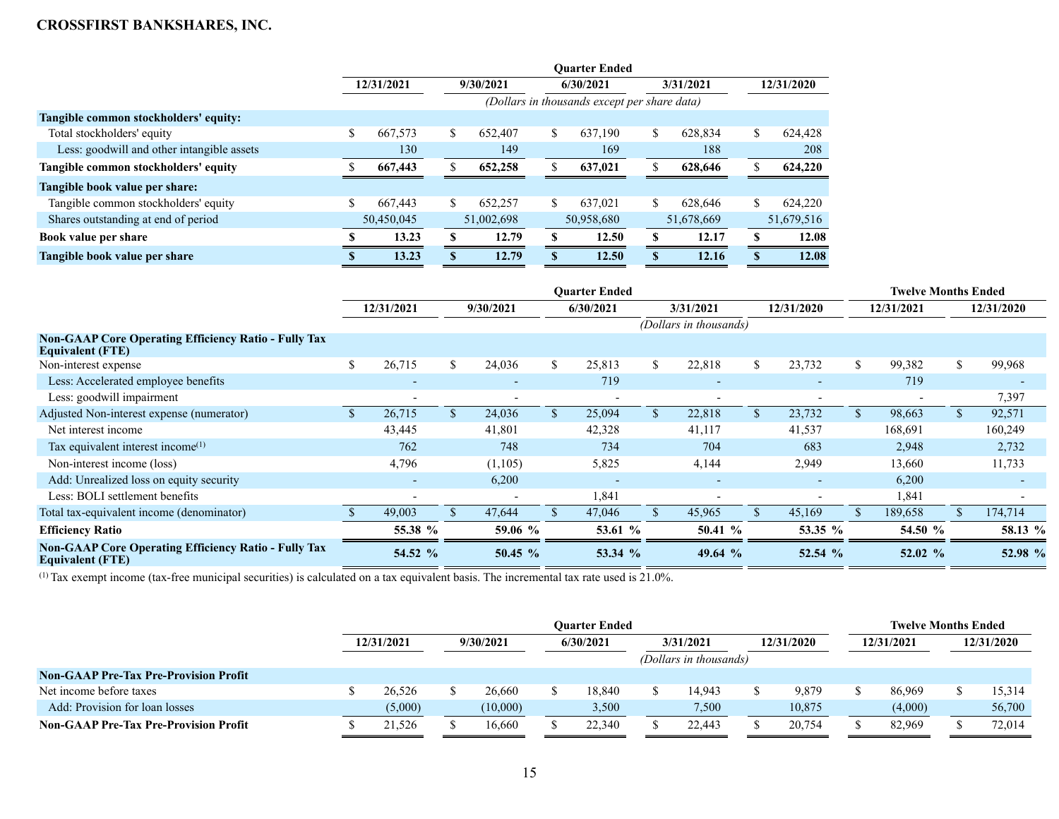**CROSSFIRST BANKSHARES, INC.**

| | Quarter Ended | | | | |
|---|---|---|---|---|---|
| | 12/31/2021 | 9/30/2021 | 6/30/2021 | 3/31/2021 | 12/31/2020 |
| | *(Dollars in thousands except per share data)* | | | | |
| **Tangible common stockholders' equity:** | | | | | |
| Total stockholders' equity | $ 667,573 | $ 652,407 | $ 637,190 | $ 628,834 | $ 624,428 |
| Less: goodwill and other intangible assets | 130 | 149 | 169 | 188 | 208 |
| **Tangible common stockholders' equity** | **$ 667,443** | **$ 652,258** | **$ 637,021** | **$ 628,646** | **$ 624,220** |
| **Tangible book value per share:** | | | | | |
| Tangible common stockholders' equity | $ 667,443 | $ 652,257 | $ 637,021 | $ 628,646 | $ 624,220 |
| Shares outstanding at end of period | 50,450,045 | 51,002,698 | 50,958,680 | 51,678,669 | 51,679,516 |
| **Book value per share** | **$ 13.23** | **$ 12.79** | **$ 12.50** | **$ 12.17** | **$ 12.08** |
| **Tangible book value per share** | **$ 13.23** | **$ 12.79** | **$ 12.50** | **$ 12.16** | **$ 12.08** |

| | Quarter Ended | | | | | Twelve Months Ended | |
|---|---|---|---|---|---|---|---|
| | 12/31/2021 | 9/30/2021 | 6/30/2021 | 3/31/2021 | 12/31/2020 | 12/31/2021 | 12/31/2020 |
| | *(Dollars in thousands)* | | | | | | |
| **Non-GAAP Core Operating Efficiency Ratio - Fully Tax Equivalent (FTE)** | | | | | | | |
| Non-interest expense | $ 26,715 | $ 24,036 | $ 25,813 | $ 22,818 | $ 23,732 | $ 99,382 | $ 99,968 |
| Less: Accelerated employee benefits | - | - | 719 | - | - | 719 | - |
| Less: goodwill impairment | - | - | - | - | - | - | 7,397 |
| Adjusted Non-interest expense (numerator) | $ 26,715 | $ 24,036 | $ 25,094 | $ 22,818 | $ 23,732 | $ 98,663 | $ 92,571 |
| Net interest income | 43,445 | 41,801 | 42,328 | 41,117 | 41,537 | 168,691 | 160,249 |
| Tax equivalent interest income[(1)] | 762 | 748 | 734 | 704 | 683 | 2,948 | 2,732 |
| Non-interest income (loss) | 4,796 | (1,105) | 5,825 | 4,144 | 2,949 | 13,660 | 11,733 |
| Add: Unrealized loss on equity security | - | 6,200 | - | - | - | 6,200 | - |
| Less: BOLI settlement benefits | - | - | 1,841 | - | - | 1,841 | - |
| Total tax-equivalent income (denominator) | $ 49,003 | $ 47,644 | $ 47,046 | $ 45,965 | $ 45,169 | $ 189,658 | $ 174,714 |
| **Efficiency Ratio** | **55.38 %** | **59.06 %** | **53.61 %** | **50.41 %** | **53.35 %** | **54.50 %** | **58.13 %** |
| **Non-GAAP Core Operating Efficiency Ratio - Fully Tax Equivalent (FTE)** | **54.52 %** | **50.45 %** | **53.34 %** | **49.64 %** | **52.54 %** | **52.02 %** | **52.98 %** |

[(1)] Tax exempt income (tax-free municipal securities) is calculated on a tax equivalent basis. The incremental tax rate used is 21.0%.

| | Quarter Ended | | | | | Twelve Months Ended | |
|---|---|---|---|---|---|---|---|
| | 12/31/2021 | 9/30/2021 | 6/30/2021 | 3/31/2021 | 12/31/2020 | 12/31/2021 | 12/31/2020 |
| | *(Dollars in thousands)* | | | | | | |
| **Non-GAAP Pre-Tax Pre-Provision Profit** | | | | | | | |
| Net income before taxes | $ 26,526 | $ 26,660 | $ 18,840 | $ 14,943 | $ 9,879 | $ 86,969 | $ 15,314 |
| Add: Provision for loan losses | (5,000) | (10,000) | 3,500 | 7,500 | 10,875 | (4,000) | 56,700 |
| **Non-GAAP Pre-Tax Pre-Provision Profit** | $ 21,526 | $ 16,660 | $ 22,340 | $ 22,443 | $ 20,754 | $ 82,969 | $ 72,014 |